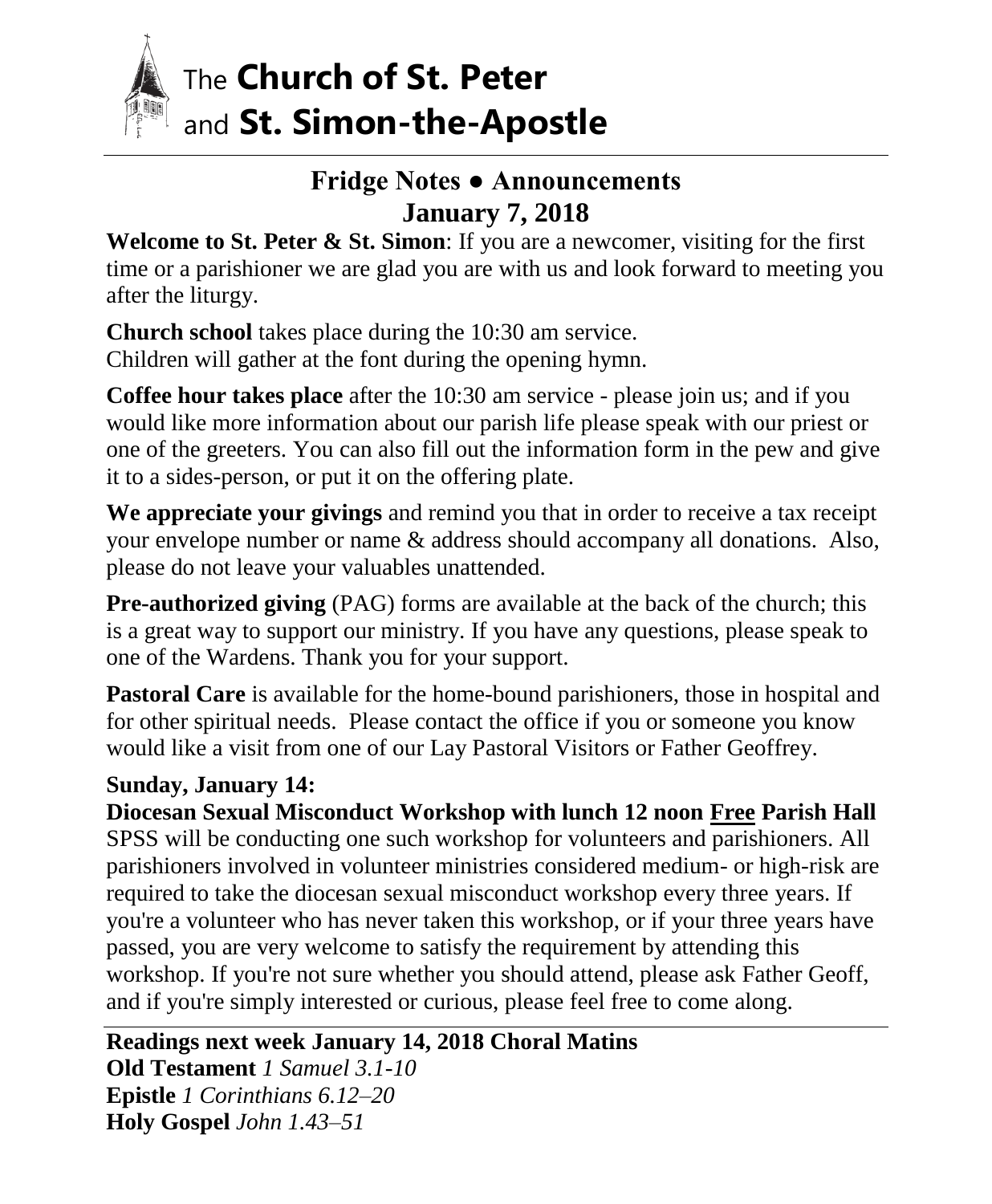# The **Church of St. Peter** and **St. Simon-the-Apostle**

## Fridge Notes ● Announcements
## January 7, 2018

**Welcome to St. Peter & St. Simon**: If you are a newcomer, visiting for the first time or a parishioner we are glad you are with us and look forward to meeting you after the liturgy.

**Church school** takes place during the 10:30 am service.
Children will gather at the font during the opening hymn.

**Coffee hour takes place** after the 10:30 am service - please join us; and if you would like more information about our parish life please speak with our priest or one of the greeters. You can also fill out the information form in the pew and give it to a sides-person, or put it on the offering plate.

**We appreciate your givings** and remind you that in order to receive a tax receipt your envelope number or name & address should accompany all donations. Also, please do not leave your valuables unattended.

**Pre-authorized giving** (PAG) forms are available at the back of the church; this is a great way to support our ministry. If you have any questions, please speak to one of the Wardens. Thank you for your support.

**Pastoral Care** is available for the home-bound parishioners, those in hospital and for other spiritual needs. Please contact the office if you or someone you know would like a visit from one of our Lay Pastoral Visitors or Father Geoffrey.

**Sunday, January 14:**

**Diocesan Sexual Misconduct Workshop with lunch 12 noon Free Parish Hall**
SPSS will be conducting one such workshop for volunteers and parishioners. All parishioners involved in volunteer ministries considered medium- or high-risk are required to take the diocesan sexual misconduct workshop every three years. If you're a volunteer who has never taken this workshop, or if your three years have passed, you are very welcome to satisfy the requirement by attending this workshop. If you're not sure whether you should attend, please ask Father Geoff, and if you're simply interested or curious, please feel free to come along.

---

**Readings next week January 14, 2018 Choral Matins**
**Old Testament** *1 Samuel 3.1-10*
**Epistle** *1 Corinthians 6.12–20*
**Holy Gospel** *John 1.43–51*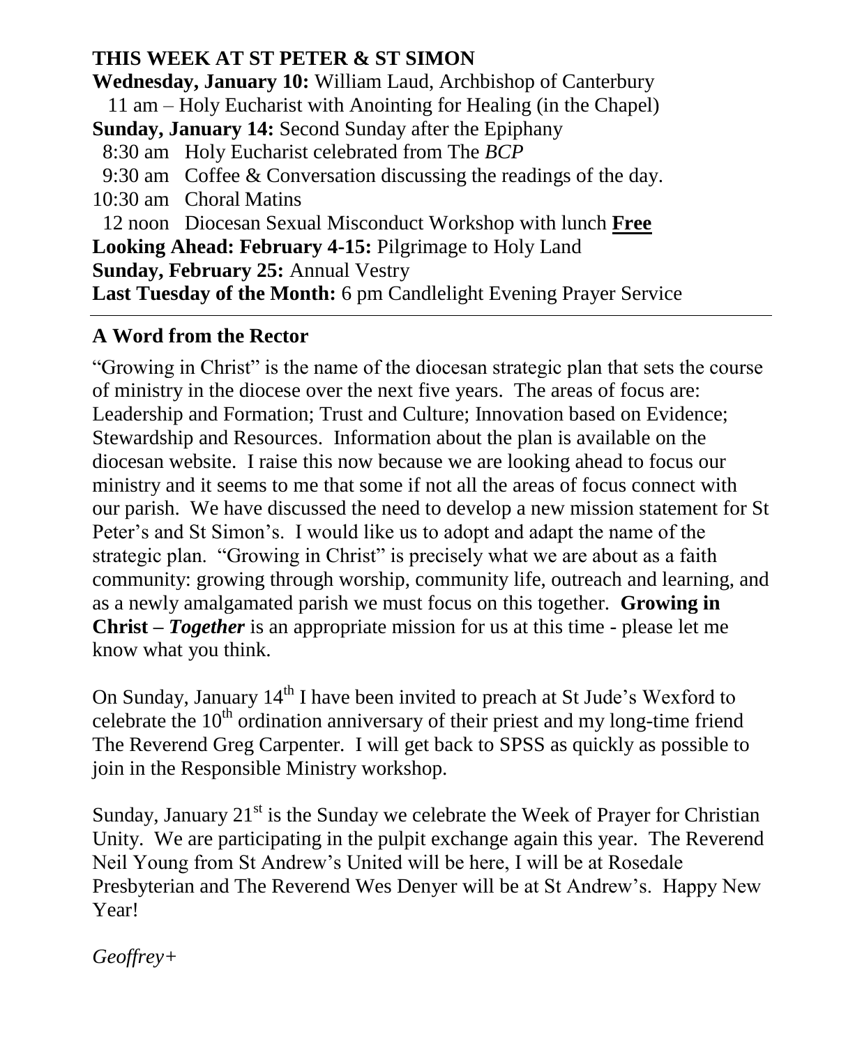## THIS WEEK AT ST PETER & ST SIMON

**Wednesday, January 10:** William Laud, Archbishop of Canterbury
11 am – Holy Eucharist with Anointing for Healing (in the Chapel)
**Sunday, January 14:** Second Sunday after the Epiphany
8:30 am Holy Eucharist celebrated from The *BCP*
9:30 am Coffee & Conversation discussing the readings of the day.
10:30 am Choral Matins
12 noon Diocesan Sexual Misconduct Workshop with lunch **Free**
**Looking Ahead: February 4-15:** Pilgrimage to Holy Land
**Sunday, February 25:** Annual Vestry
**Last Tuesday of the Month:** 6 pm Candlelight Evening Prayer Service

---

## A Word from the Rector

"Growing in Christ" is the name of the diocesan strategic plan that sets the course of ministry in the diocese over the next five years. The areas of focus are: Leadership and Formation; Trust and Culture; Innovation based on Evidence; Stewardship and Resources. Information about the plan is available on the diocesan website. I raise this now because we are looking ahead to focus our ministry and it seems to me that some if not all the areas of focus connect with our parish. We have discussed the need to develop a new mission statement for St Peter's and St Simon's. I would like us to adopt and adapt the name of the strategic plan. "Growing in Christ" is precisely what we are about as a faith community: growing through worship, community life, outreach and learning, and as a newly amalgamated parish we must focus on this together. **Growing in Christ – *Together*** is an appropriate mission for us at this time - please let me know what you think.

On Sunday, January 14th I have been invited to preach at St Jude's Wexford to celebrate the 10th ordination anniversary of their priest and my long-time friend The Reverend Greg Carpenter. I will get back to SPSS as quickly as possible to join in the Responsible Ministry workshop.

Sunday, January 21st is the Sunday we celebrate the Week of Prayer for Christian Unity. We are participating in the pulpit exchange again this year. The Reverend Neil Young from St Andrew's United will be here, I will be at Rosedale Presbyterian and The Reverend Wes Denyer will be at St Andrew's. Happy New Year!

*Geoffrey+*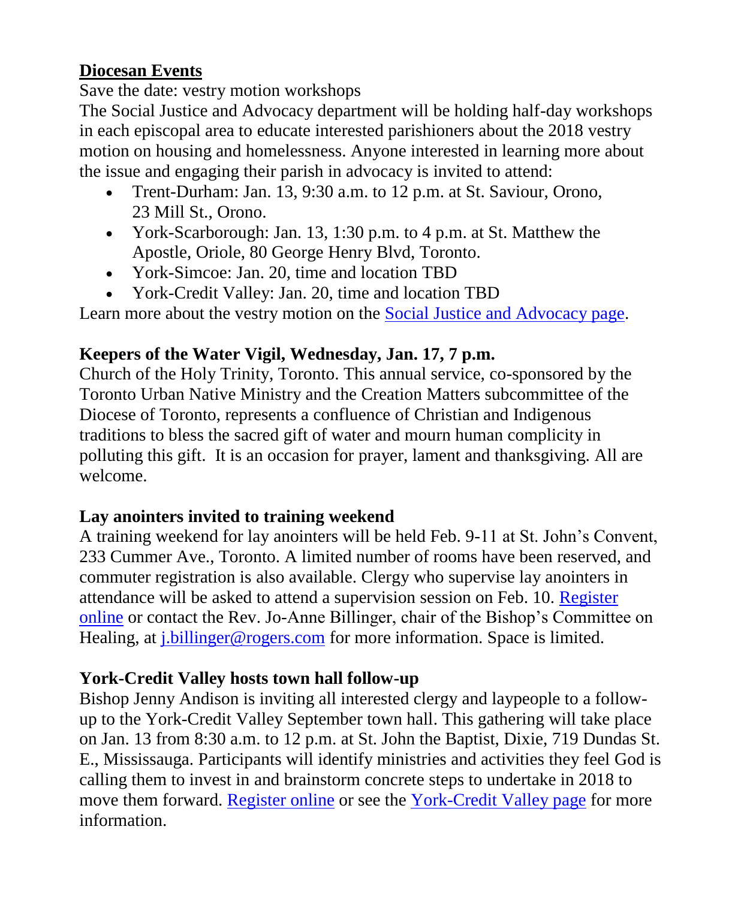## Diocesan Events

Save the date: vestry motion workshops

The Social Justice and Advocacy department will be holding half-day workshops in each episcopal area to educate interested parishioners about the 2018 vestry motion on housing and homelessness. Anyone interested in learning more about the issue and engaging their parish in advocacy is invited to attend:

- Trent-Durham: Jan. 13, 9:30 a.m. to 12 p.m. at St. Saviour, Orono, 23 Mill St., Orono.
- York-Scarborough: Jan. 13, 1:30 p.m. to 4 p.m. at St. Matthew the Apostle, Oriole, 80 George Henry Blvd, Toronto.
- York-Simcoe: Jan. 20, time and location TBD
- York-Credit Valley: Jan. 20, time and location TBD

Learn more about the vestry motion on the Social Justice and Advocacy page.

### Keepers of the Water Vigil, Wednesday, Jan. 17, 7 p.m.

Church of the Holy Trinity, Toronto. This annual service, co-sponsored by the Toronto Urban Native Ministry and the Creation Matters subcommittee of the Diocese of Toronto, represents a confluence of Christian and Indigenous traditions to bless the sacred gift of water and mourn human complicity in polluting this gift. It is an occasion for prayer, lament and thanksgiving. All are welcome.

### Lay anointers invited to training weekend

A training weekend for lay anointers will be held Feb. 9-11 at St. John's Convent, 233 Cummer Ave., Toronto. A limited number of rooms have been reserved, and commuter registration is also available. Clergy who supervise lay anointers in attendance will be asked to attend a supervision session on Feb. 10. Register online or contact the Rev. Jo-Anne Billinger, chair of the Bishop's Committee on Healing, at j.billinger@rogers.com for more information. Space is limited.

### York-Credit Valley hosts town hall follow-up

Bishop Jenny Andison is inviting all interested clergy and laypeople to a follow-up to the York-Credit Valley September town hall. This gathering will take place on Jan. 13 from 8:30 a.m. to 12 p.m. at St. John the Baptist, Dixie, 719 Dundas St. E., Mississauga. Participants will identify ministries and activities they feel God is calling them to invest in and brainstorm concrete steps to undertake in 2018 to move them forward. Register online or see the York-Credit Valley page for more information.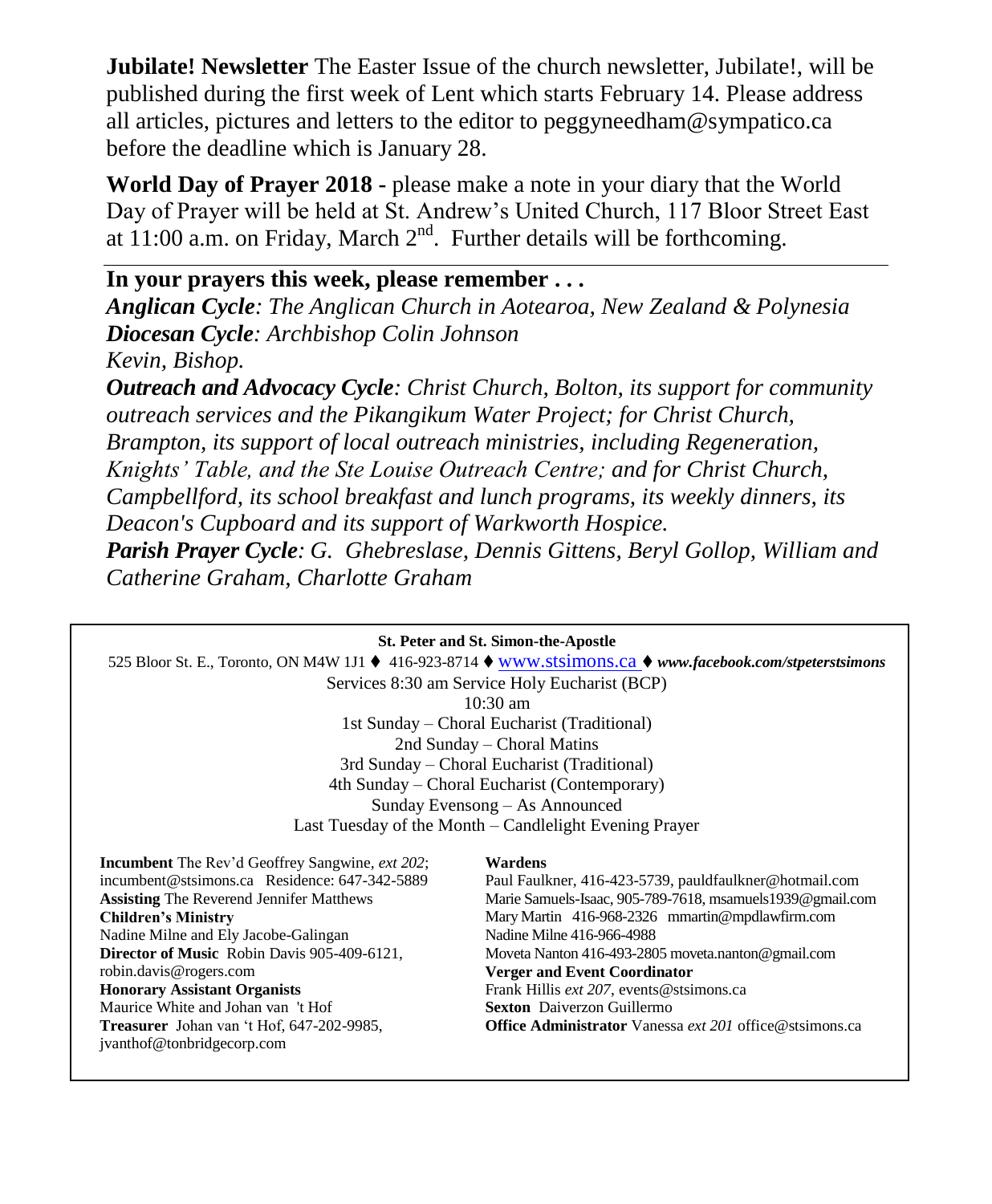**Jubilate! Newsletter** The Easter Issue of the church newsletter, Jubilate!, will be published during the first week of Lent which starts February 14. Please address all articles, pictures and letters to the editor to peggyneedham@sympatico.ca before the deadline which is January 28.

**World Day of Prayer 2018 -** please make a note in your diary that the World Day of Prayer will be held at St. Andrew's United Church, 117 Bloor Street East at 11:00 a.m. on Friday, March 2nd. Further details will be forthcoming.

---

**In your prayers this week, please remember . . .**

***Anglican Cycle**: The Anglican Church in Aotearoa, New Zealand & Polynesia*
***Diocesan Cycle**: Archbishop Colin Johnson*
*Kevin, Bishop.*
***Outreach and Advocacy Cycle**: Christ Church, Bolton, its support for community outreach services and the Pikangikum Water Project; for Christ Church, Brampton, its support of local outreach ministries, including Regeneration, Knights' Table, and the Ste Louise Outreach Centre; and for Christ Church, Campbellford, its school breakfast and lunch programs, its weekly dinners, its Deacon's Cupboard and its support of Warkworth Hospice.*
***Parish Prayer Cycle**: G. Ghebreslase, Dennis Gittens, Beryl Gollop, William and Catherine Graham, Charlotte Graham*

---

**St. Peter and St. Simon-the-Apostle**

525 Bloor St. E., Toronto, ON M4W 1J1 ♦ 416-923-8714 ♦ www.stsimons.ca ♦ ***www.facebook.com/stpeterstsimons***

Services 8:30 am Service Holy Eucharist (BCP)
10:30 am
1st Sunday – Choral Eucharist (Traditional)
2nd Sunday – Choral Matins
3rd Sunday – Choral Eucharist (Traditional)
4th Sunday – Choral Eucharist (Contemporary)
Sunday Evensong – As Announced
Last Tuesday of the Month – Candlelight Evening Prayer

**Incumbent** The Rev'd Geoffrey Sangwine, *ext 202*; incumbent@stsimons.ca Residence: 647-342-5889
**Assisting** The Reverend Jennifer Matthews
**Children's Ministry**
Nadine Milne and Ely Jacobe-Galingan
**Director of Music** Robin Davis 905-409-6121, robin.davis@rogers.com
**Honorary Assistant Organists**
Maurice White and Johan van 't Hof
**Treasurer** Johan van 't Hof, 647-202-9985, jvanthof@tonbridgecorp.com

**Wardens**
Paul Faulkner, 416-423-5739, pauldfaulkner@hotmail.com
Marie Samuels-Isaac, 905-789-7618, msamuels1939@gmail.com
Mary Martin 416-968-2326 mmartin@mpdlawfirm.com
Nadine Milne 416-966-4988
Moveta Nanton 416-493-2805 moveta.nanton@gmail.com
**Verger and Event Coordinator**
Frank Hillis *ext 207*, events@stsimons.ca
**Sexton** Daiverzon Guillermo
**Office Administrator** Vanessa *ext 201* office@stsimons.ca